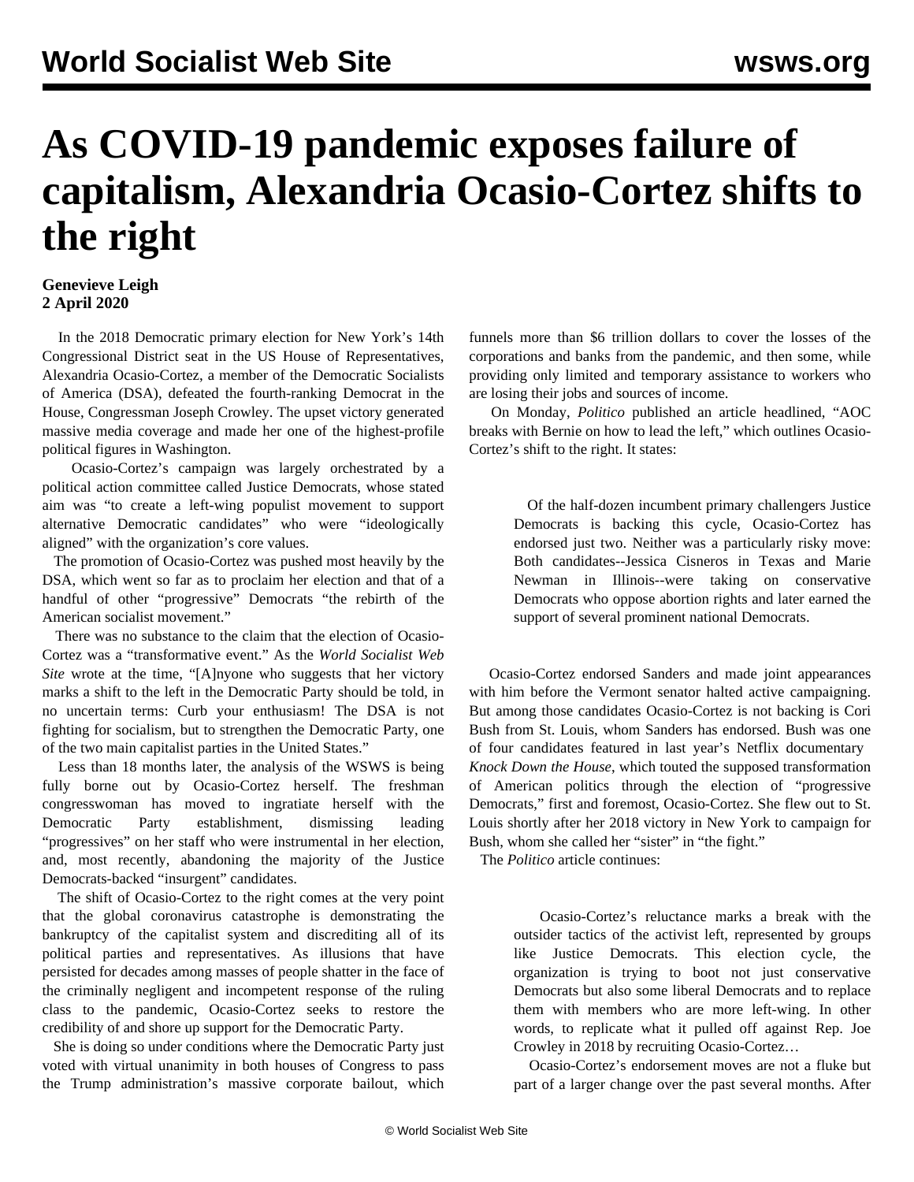# As COVID-19 pandemic exposes failure of capitalism, Alexandria Ocasio-Cortez shifts to the right

**Genevieve Leigh**
**2 April 2020**

In the 2018 Democratic primary election for New York's 14th Congressional District seat in the US House of Representatives, Alexandria Ocasio-Cortez, a member of the Democratic Socialists of America (DSA), defeated the fourth-ranking Democrat in the House, Congressman Joseph Crowley. The upset victory generated massive media coverage and made her one of the highest-profile political figures in Washington.

Ocasio-Cortez's campaign was largely orchestrated by a political action committee called Justice Democrats, whose stated aim was "to create a left-wing populist movement to support alternative Democratic candidates" who were "ideologically aligned" with the organization's core values.

The promotion of Ocasio-Cortez was pushed most heavily by the DSA, which went so far as to proclaim her election and that of a handful of other "progressive" Democrats "the rebirth of the American socialist movement."

There was no substance to the claim that the election of Ocasio-Cortez was a "transformative event." As the *World Socialist Web Site* wrote at the time, "[A]nyone who suggests that her victory marks a shift to the left in the Democratic Party should be told, in no uncertain terms: Curb your enthusiasm! The DSA is not fighting for socialism, but to strengthen the Democratic Party, one of the two main capitalist parties in the United States."

Less than 18 months later, the analysis of the WSWS is being fully borne out by Ocasio-Cortez herself. The freshman congresswoman has moved to ingratiate herself with the Democratic Party establishment, dismissing leading "progressives" on her staff who were instrumental in her election, and, most recently, abandoning the majority of the Justice Democrats-backed "insurgent" candidates.

The shift of Ocasio-Cortez to the right comes at the very point that the global coronavirus catastrophe is demonstrating the bankruptcy of the capitalist system and discrediting all of its political parties and representatives. As illusions that have persisted for decades among masses of people shatter in the face of the criminally negligent and incompetent response of the ruling class to the pandemic, Ocasio-Cortez seeks to restore the credibility of and shore up support for the Democratic Party.

She is doing so under conditions where the Democratic Party just voted with virtual unanimity in both houses of Congress to pass the Trump administration's massive corporate bailout, which funnels more than $6 trillion dollars to cover the losses of the corporations and banks from the pandemic, and then some, while providing only limited and temporary assistance to workers who are losing their jobs and sources of income.

On Monday, *Politico* published an article headlined, "AOC breaks with Bernie on how to lead the left," which outlines Ocasio-Cortez's shift to the right. It states:

> Of the half-dozen incumbent primary challengers Justice Democrats is backing this cycle, Ocasio-Cortez has endorsed just two. Neither was a particularly risky move: Both candidates--Jessica Cisneros in Texas and Marie Newman in Illinois--were taking on conservative Democrats who oppose abortion rights and later earned the support of several prominent national Democrats.

Ocasio-Cortez endorsed Sanders and made joint appearances with him before the Vermont senator halted active campaigning. But among those candidates Ocasio-Cortez is not backing is Cori Bush from St. Louis, whom Sanders has endorsed. Bush was one of four candidates featured in last year's Netflix documentary *Knock Down the House*, which touted the supposed transformation of American politics through the election of "progressive Democrats," first and foremost, Ocasio-Cortez. She flew out to St. Louis shortly after her 2018 victory in New York to campaign for Bush, whom she called her "sister" in "the fight."

The *Politico* article continues:

> Ocasio-Cortez's reluctance marks a break with the outsider tactics of the activist left, represented by groups like Justice Democrats. This election cycle, the organization is trying to boot not just conservative Democrats but also some liberal Democrats and to replace them with members who are more left-wing. In other words, to replicate what it pulled off against Rep. Joe Crowley in 2018 by recruiting Ocasio-Cortez…
>
> Ocasio-Cortez's endorsement moves are not a fluke but part of a larger change over the past several months. After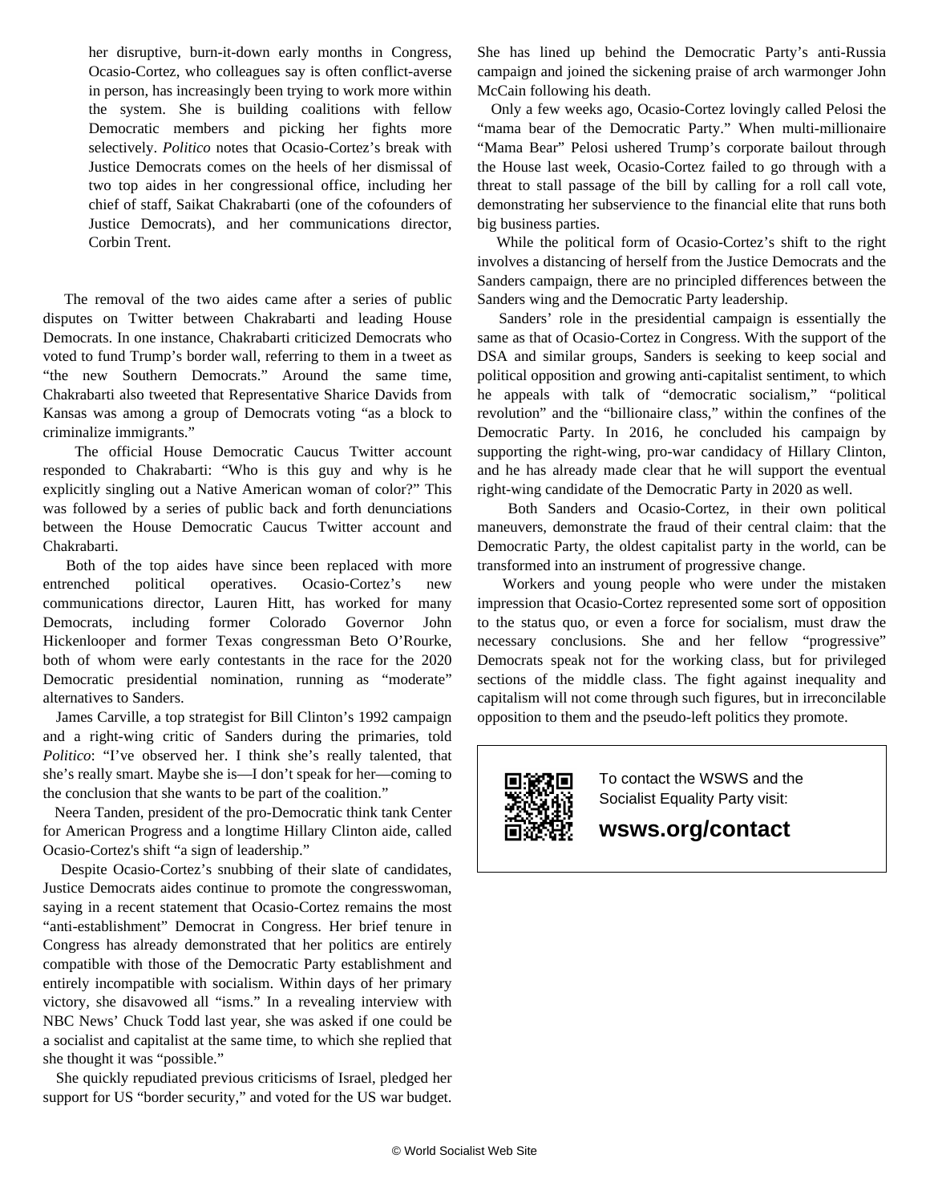> her disruptive, burn-it-down early months in Congress, Ocasio-Cortez, who colleagues say is often conflict-averse in person, has increasingly been trying to work more within the system. She is building coalitions with fellow Democratic members and picking her fights more selectively. *Politico* notes that Ocasio-Cortez's break with Justice Democrats comes on the heels of her dismissal of two top aides in her congressional office, including her chief of staff, Saikat Chakrabarti (one of the cofounders of Justice Democrats), and her communications director, Corbin Trent.

The removal of the two aides came after a series of public disputes on Twitter between Chakrabarti and leading House Democrats. In one instance, Chakrabarti criticized Democrats who voted to fund Trump's border wall, referring to them in a tweet as "the new Southern Democrats." Around the same time, Chakrabarti also tweeted that Representative Sharice Davids from Kansas was among a group of Democrats voting "as a block to criminalize immigrants."

The official House Democratic Caucus Twitter account responded to Chakrabarti: "Who is this guy and why is he explicitly singling out a Native American woman of color?" This was followed by a series of public back and forth denunciations between the House Democratic Caucus Twitter account and Chakrabarti.

Both of the top aides have since been replaced with more entrenched political operatives. Ocasio-Cortez's new communications director, Lauren Hitt, has worked for many Democrats, including former Colorado Governor John Hickenlooper and former Texas congressman Beto O'Rourke, both of whom were early contestants in the race for the 2020 Democratic presidential nomination, running as "moderate" alternatives to Sanders.

James Carville, a top strategist for Bill Clinton's 1992 campaign and a right-wing critic of Sanders during the primaries, told *Politico*: "I've observed her. I think she's really talented, that she's really smart. Maybe she is—I don't speak for her—coming to the conclusion that she wants to be part of the coalition."

Neera Tanden, president of the pro-Democratic think tank Center for American Progress and a longtime Hillary Clinton aide, called Ocasio-Cortez's shift "a sign of leadership."

Despite Ocasio-Cortez's snubbing of their slate of candidates, Justice Democrats aides continue to promote the congresswoman, saying in a recent statement that Ocasio-Cortez remains the most "anti-establishment" Democrat in Congress. Her brief tenure in Congress has already demonstrated that her politics are entirely compatible with those of the Democratic Party establishment and entirely incompatible with socialism. Within days of her primary victory, she disavowed all "isms." In a revealing interview with NBC News' Chuck Todd last year, she was asked if one could be a socialist and capitalist at the same time, to which she replied that she thought it was "possible."

She quickly repudiated previous criticisms of Israel, pledged her support for US "border security," and voted for the US war budget. She has lined up behind the Democratic Party's anti-Russia campaign and joined the sickening praise of arch warmonger John McCain following his death.

Only a few weeks ago, Ocasio-Cortez lovingly called Pelosi the "mama bear of the Democratic Party." When multi-millionaire "Mama Bear" Pelosi ushered Trump's corporate bailout through the House last week, Ocasio-Cortez failed to go through with a threat to stall passage of the bill by calling for a roll call vote, demonstrating her subservience to the financial elite that runs both big business parties.

While the political form of Ocasio-Cortez's shift to the right involves a distancing of herself from the Justice Democrats and the Sanders campaign, there are no principled differences between the Sanders wing and the Democratic Party leadership.

Sanders' role in the presidential campaign is essentially the same as that of Ocasio-Cortez in Congress. With the support of the DSA and similar groups, Sanders is seeking to keep social and political opposition and growing anti-capitalist sentiment, to which he appeals with talk of "democratic socialism," "political revolution" and the "billionaire class," within the confines of the Democratic Party. In 2016, he concluded his campaign by supporting the right-wing, pro-war candidacy of Hillary Clinton, and he has already made clear that he will support the eventual right-wing candidate of the Democratic Party in 2020 as well.

Both Sanders and Ocasio-Cortez, in their own political maneuvers, demonstrate the fraud of their central claim: that the Democratic Party, the oldest capitalist party in the world, can be transformed into an instrument of progressive change.

Workers and young people who were under the mistaken impression that Ocasio-Cortez represented some sort of opposition to the status quo, or even a force for socialism, must draw the necessary conclusions. She and her fellow "progressive" Democrats speak not for the working class, but for privileged sections of the middle class. The fight against inequality and capitalism will not come through such figures, but in irreconcilable opposition to them and the pseudo-left politics they promote.

To contact the WSWS and the Socialist Equality Party visit:

**wsws.org/contact**